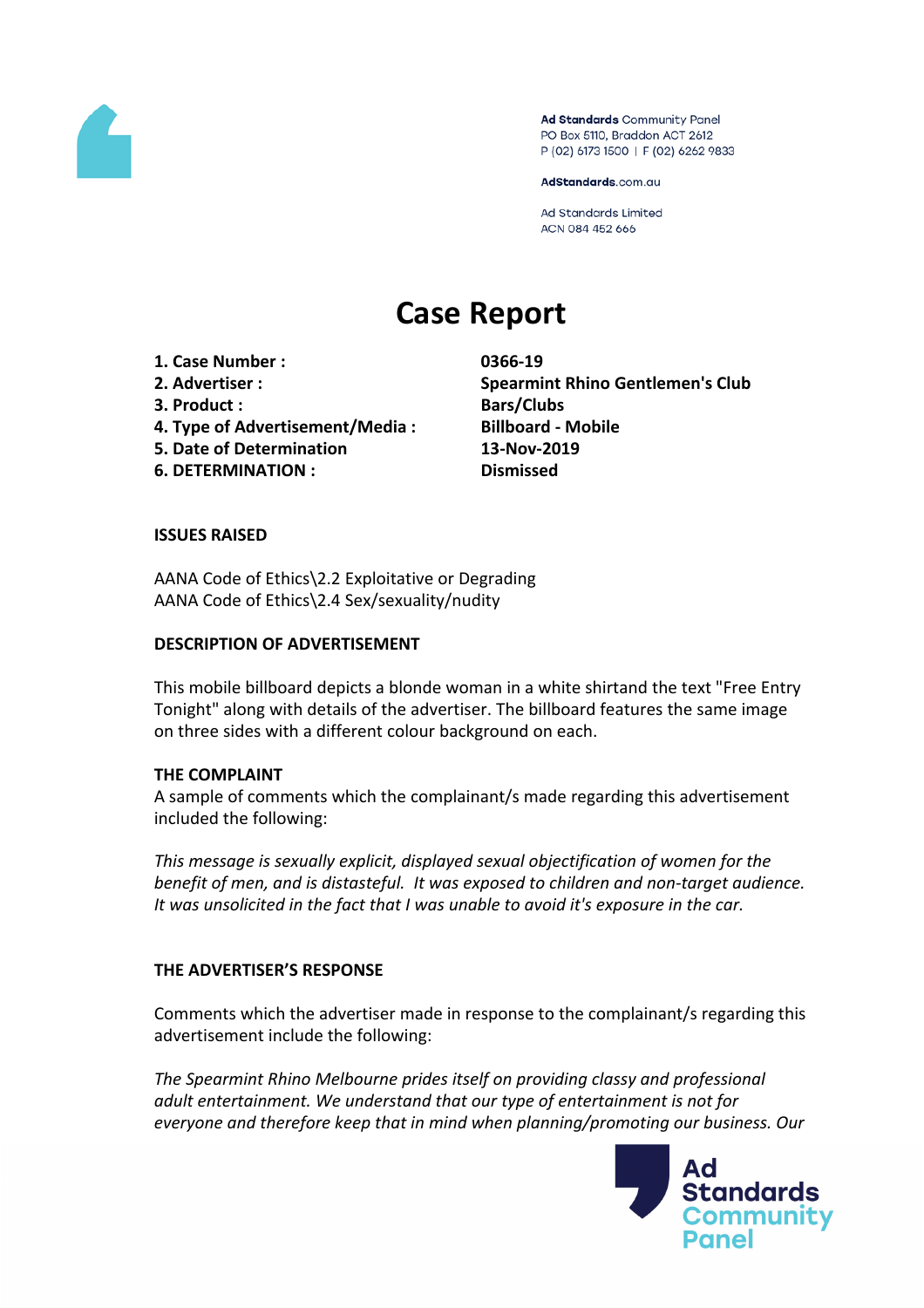Ad Standards Community Panel
PO Box 5110, Braddon ACT 2612
P (02) 6173 1500 | F (02) 6262 9833

AdStandards.com.au

Ad Standards Limited
ACN 084 452 666

# Case Report

| | |
|---|---|
| **1. Case Number :** | **0366-19** |
| **2. Advertiser :** | **Spearmint Rhino Gentlemen's Club** |
| **3. Product :** | **Bars/Clubs** |
| **4. Type of Advertisement/Media :** | **Billboard - Mobile** |
| **5. Date of Determination** | **13-Nov-2019** |
| **6. DETERMINATION :** | **Dismissed** |

**ISSUES RAISED**

AANA Code of Ethics\2.2 Exploitative or Degrading
AANA Code of Ethics\2.4 Sex/sexuality/nudity

**DESCRIPTION OF ADVERTISEMENT**

This mobile billboard depicts a blonde woman in a white shirtand the text "Free Entry Tonight" along with details of the advertiser. The billboard features the same image on three sides with a different colour background on each.

**THE COMPLAINT**

A sample of comments which the complainant/s made regarding this advertisement included the following:

*This message is sexually explicit, displayed sexual objectification of women for the benefit of men, and is distasteful. It was exposed to children and non-target audience. It was unsolicited in the fact that I was unable to avoid it's exposure in the car.*

**THE ADVERTISER'S RESPONSE**

Comments which the advertiser made in response to the complainant/s regarding this advertisement include the following:

*The Spearmint Rhino Melbourne prides itself on providing classy and professional adult entertainment. We understand that our type of entertainment is not for everyone and therefore keep that in mind when planning/promoting our business. Our*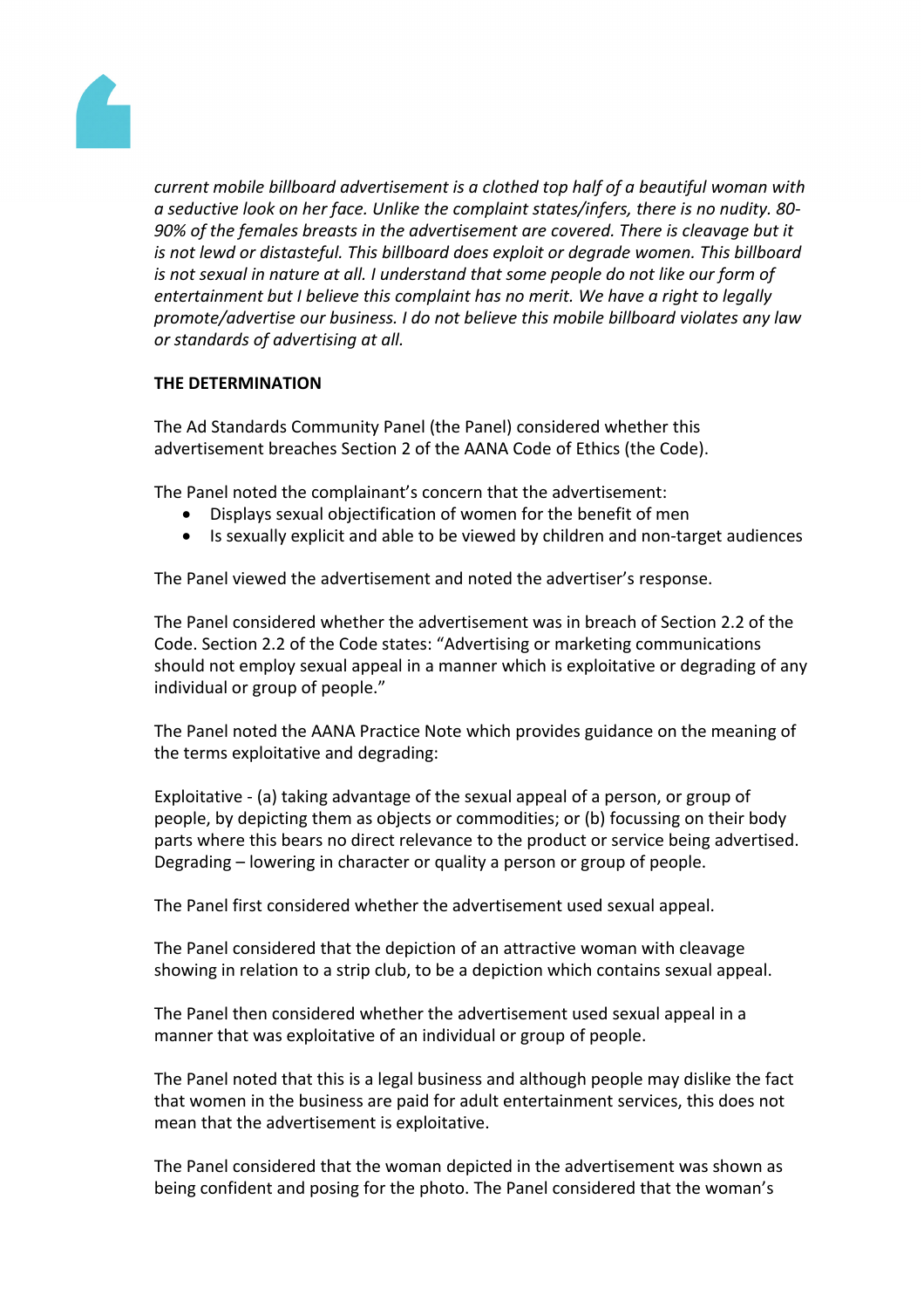*current mobile billboard advertisement is a clothed top half of a beautiful woman with a seductive look on her face. Unlike the complaint states/infers, there is no nudity. 80-90% of the females breasts in the advertisement are covered. There is cleavage but it is not lewd or distasteful. This billboard does exploit or degrade women. This billboard is not sexual in nature at all. I understand that some people do not like our form of entertainment but I believe this complaint has no merit. We have a right to legally promote/advertise our business. I do not believe this mobile billboard violates any law or standards of advertising at all.*

**THE DETERMINATION**

The Ad Standards Community Panel (the Panel) considered whether this advertisement breaches Section 2 of the AANA Code of Ethics (the Code).

The Panel noted the complainant's concern that the advertisement:

- Displays sexual objectification of women for the benefit of men
- Is sexually explicit and able to be viewed by children and non-target audiences

The Panel viewed the advertisement and noted the advertiser's response.

The Panel considered whether the advertisement was in breach of Section 2.2 of the Code. Section 2.2 of the Code states: "Advertising or marketing communications should not employ sexual appeal in a manner which is exploitative or degrading of any individual or group of people."

The Panel noted the AANA Practice Note which provides guidance on the meaning of the terms exploitative and degrading:

Exploitative - (a) taking advantage of the sexual appeal of a person, or group of people, by depicting them as objects or commodities; or (b) focussing on their body parts where this bears no direct relevance to the product or service being advertised.
Degrading – lowering in character or quality a person or group of people.

The Panel first considered whether the advertisement used sexual appeal.

The Panel considered that the depiction of an attractive woman with cleavage showing in relation to a strip club, to be a depiction which contains sexual appeal.

The Panel then considered whether the advertisement used sexual appeal in a manner that was exploitative of an individual or group of people.

The Panel noted that this is a legal business and although people may dislike the fact that women in the business are paid for adult entertainment services, this does not mean that the advertisement is exploitative.

The Panel considered that the woman depicted in the advertisement was shown as being confident and posing for the photo. The Panel considered that the woman's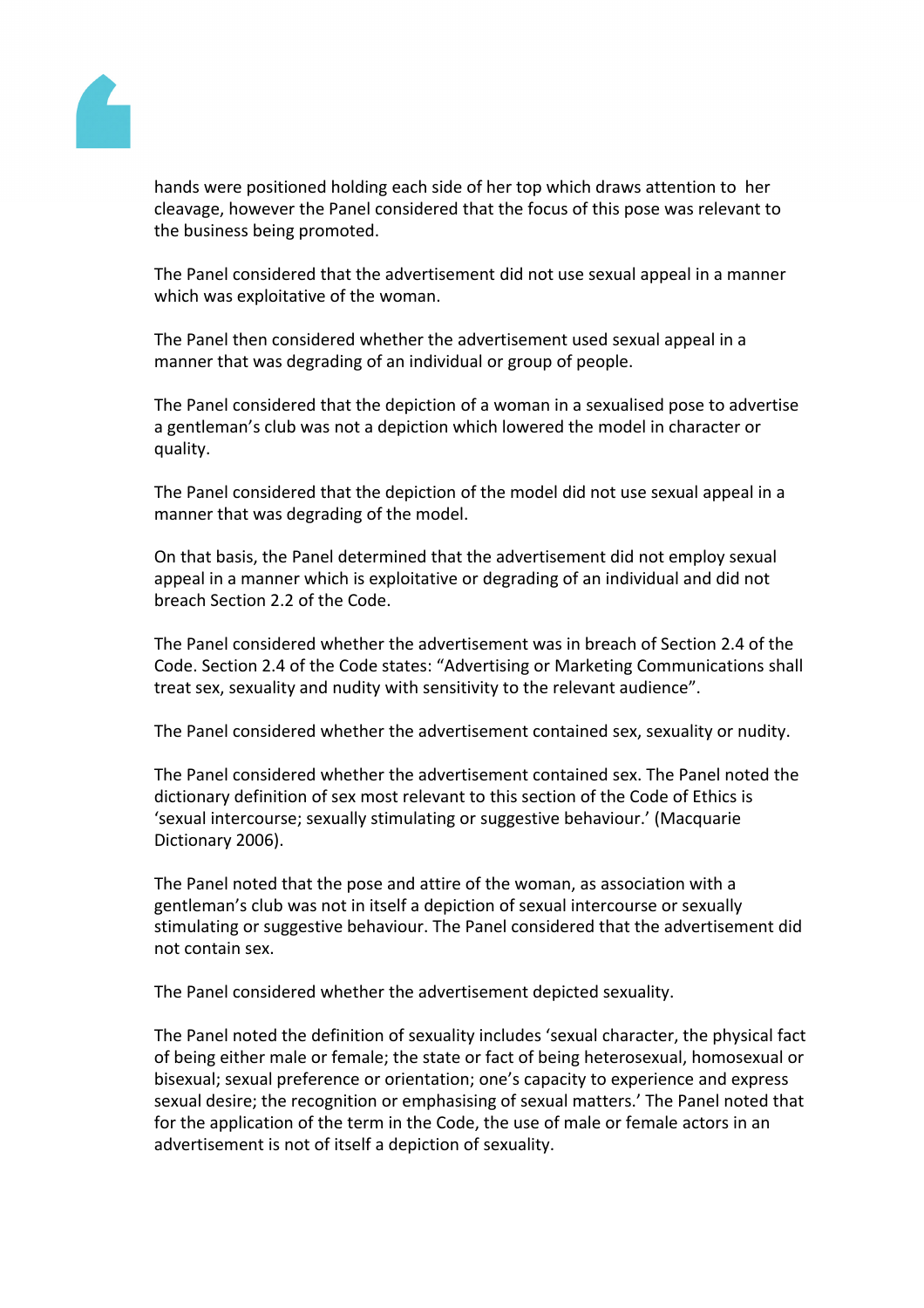hands were positioned holding each side of her top which draws attention to her cleavage, however the Panel considered that the focus of this pose was relevant to the business being promoted.

The Panel considered that the advertisement did not use sexual appeal in a manner which was exploitative of the woman.

The Panel then considered whether the advertisement used sexual appeal in a manner that was degrading of an individual or group of people.

The Panel considered that the depiction of a woman in a sexualised pose to advertise a gentleman's club was not a depiction which lowered the model in character or quality.

The Panel considered that the depiction of the model did not use sexual appeal in a manner that was degrading of the model.

On that basis, the Panel determined that the advertisement did not employ sexual appeal in a manner which is exploitative or degrading of an individual and did not breach Section 2.2 of the Code.

The Panel considered whether the advertisement was in breach of Section 2.4 of the Code. Section 2.4 of the Code states: "Advertising or Marketing Communications shall treat sex, sexuality and nudity with sensitivity to the relevant audience".

The Panel considered whether the advertisement contained sex, sexuality or nudity.

The Panel considered whether the advertisement contained sex. The Panel noted the dictionary definition of sex most relevant to this section of the Code of Ethics is 'sexual intercourse; sexually stimulating or suggestive behaviour.' (Macquarie Dictionary 2006).

The Panel noted that the pose and attire of the woman, as association with a gentleman's club was not in itself a depiction of sexual intercourse or sexually stimulating or suggestive behaviour. The Panel considered that the advertisement did not contain sex.

The Panel considered whether the advertisement depicted sexuality.

The Panel noted the definition of sexuality includes 'sexual character, the physical fact of being either male or female; the state or fact of being heterosexual, homosexual or bisexual; sexual preference or orientation; one's capacity to experience and express sexual desire; the recognition or emphasising of sexual matters.' The Panel noted that for the application of the term in the Code, the use of male or female actors in an advertisement is not of itself a depiction of sexuality.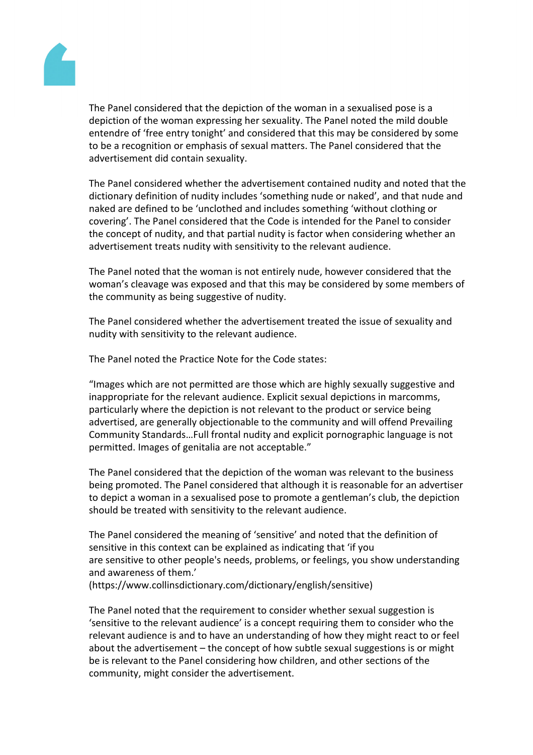The Panel considered that the depiction of the woman in a sexualised pose is a depiction of the woman expressing her sexuality. The Panel noted the mild double entendre of 'free entry tonight' and considered that this may be considered by some to be a recognition or emphasis of sexual matters. The Panel considered that the advertisement did contain sexuality.

The Panel considered whether the advertisement contained nudity and noted that the dictionary definition of nudity includes 'something nude or naked', and that nude and naked are defined to be 'unclothed and includes something 'without clothing or covering'. The Panel considered that the Code is intended for the Panel to consider the concept of nudity, and that partial nudity is factor when considering whether an advertisement treats nudity with sensitivity to the relevant audience.

The Panel noted that the woman is not entirely nude, however considered that the woman's cleavage was exposed and that this may be considered by some members of the community as being suggestive of nudity.

The Panel considered whether the advertisement treated the issue of sexuality and nudity with sensitivity to the relevant audience.

The Panel noted the Practice Note for the Code states:

"Images which are not permitted are those which are highly sexually suggestive and inappropriate for the relevant audience. Explicit sexual depictions in marcomms, particularly where the depiction is not relevant to the product or service being advertised, are generally objectionable to the community and will offend Prevailing Community Standards…Full frontal nudity and explicit pornographic language is not permitted. Images of genitalia are not acceptable."

The Panel considered that the depiction of the woman was relevant to the business being promoted. The Panel considered that although it is reasonable for an advertiser to depict a woman in a sexualised pose to promote a gentleman's club, the depiction should be treated with sensitivity to the relevant audience.

The Panel considered the meaning of 'sensitive' and noted that the definition of sensitive in this context can be explained as indicating that 'if you are sensitive to other people's needs, problems, or feelings, you show understanding and awareness of them.'
(https://www.collinsdictionary.com/dictionary/english/sensitive)

The Panel noted that the requirement to consider whether sexual suggestion is 'sensitive to the relevant audience' is a concept requiring them to consider who the relevant audience is and to have an understanding of how they might react to or feel about the advertisement – the concept of how subtle sexual suggestions is or might be is relevant to the Panel considering how children, and other sections of the community, might consider the advertisement.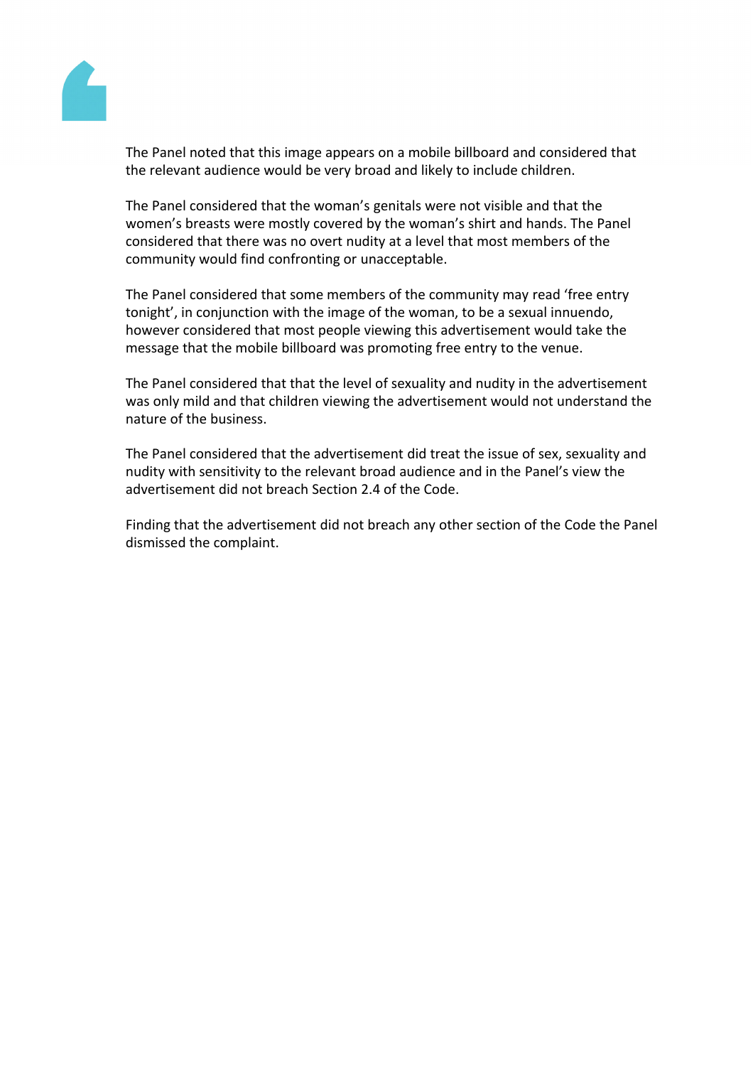The Panel noted that this image appears on a mobile billboard and considered that the relevant audience would be very broad and likely to include children.

The Panel considered that the woman's genitals were not visible and that the women's breasts were mostly covered by the woman's shirt and hands. The Panel considered that there was no overt nudity at a level that most members of the community would find confronting or unacceptable.

The Panel considered that some members of the community may read 'free entry tonight', in conjunction with the image of the woman, to be a sexual innuendo, however considered that most people viewing this advertisement would take the message that the mobile billboard was promoting free entry to the venue.

The Panel considered that that the level of sexuality and nudity in the advertisement was only mild and that children viewing the advertisement would not understand the nature of the business.

The Panel considered that the advertisement did treat the issue of sex, sexuality and nudity with sensitivity to the relevant broad audience and in the Panel's view the advertisement did not breach Section 2.4 of the Code.

Finding that the advertisement did not breach any other section of the Code the Panel dismissed the complaint.